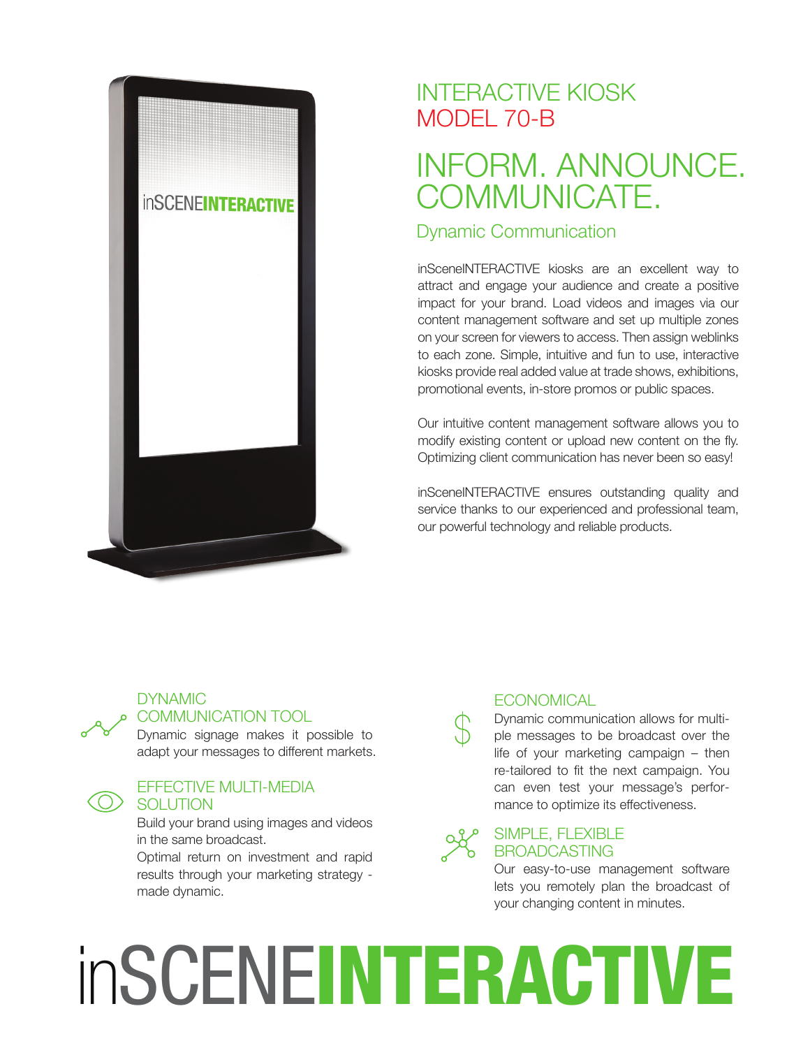# INTERACTIVE KIOSK
## MODEL 70-B

# INFORM. ANNOUNCE. COMMUNICATE.

### Dynamic Communication

inSceneINTERACTIVE kiosks are an excellent way to attract and engage your audience and create a positive impact for your brand. Load videos and images via our content management software and set up multiple zones on your screen for viewers to access. Then assign weblinks to each zone. Simple, intuitive and fun to use, interactive kiosks provide real added value at trade shows, exhibitions, promotional events, in-store promos or public spaces.

Our intuitive content management software allows you to modify existing content or upload new content on the fly. Optimizing client communication has never been so easy!

inSceneINTERACTIVE ensures outstanding quality and service thanks to our experienced and professional team, our powerful technology and reliable products.

### DYNAMIC COMMUNICATION TOOL

Dynamic signage makes it possible to adapt your messages to different markets.

### EFFECTIVE MULTI-MEDIA SOLUTION

Build your brand using images and videos in the same broadcast.
Optimal return on investment and rapid results through your marketing strategy - made dynamic.

### ECONOMICAL

Dynamic communication allows for multiple messages to be broadcast over the life of your marketing campaign – then re-tailored to fit the next campaign. You can even test your message's performance to optimize its effectiveness.

### SIMPLE, FLEXIBLE BROADCASTING

Our easy-to-use management software lets you remotely plan the broadcast of your changing content in minutes.

inSCENE**INTERACTIVE**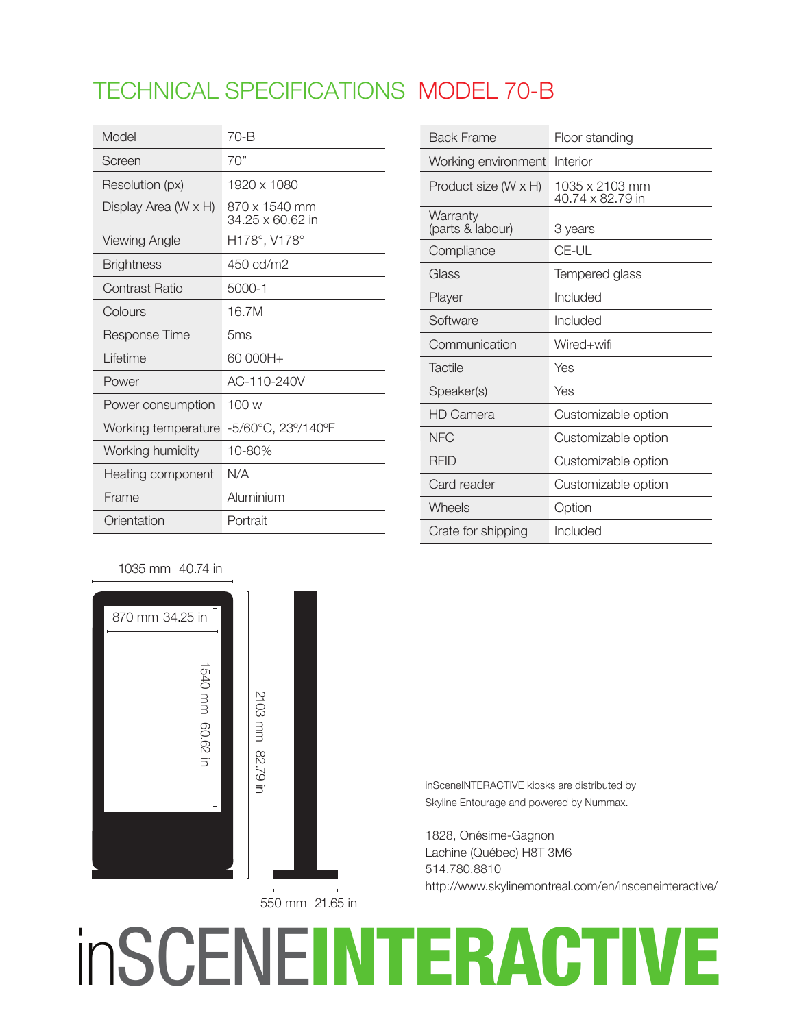# TECHNICAL SPECIFICATIONS MODEL 70-B

| | |
|---|---|
| Model | 70-B |
| Screen | 70” |
| Resolution (px) | 1920 x 1080 |
| Display Area (W x H) | 870 x 1540 mm<br>34.25 x 60.62 in |
| Viewing Angle | H178°, V178° |
| Brightness | 450 cd/m2 |
| Contrast Ratio | 5000-1 |
| Colours | 16.7M |
| Response Time | 5ms |
| Lifetime | 60 000H+ |
| Power | AC-110-240V |
| Power consumption | 100 w |
| Working temperature | -5/60°C, 23°/140ºF |
| Working humidity | 10-80% |
| Heating component | N/A |
| Frame | Aluminium |
| Orientation | Portrait |

| | |
|---|---|
| Back Frame | Floor standing |
| Working environment | Interior |
| Product size (W x H) | 1035 x 2103 mm<br>40.74 x 82.79 in |
| Warranty (parts & labour) | 3 years |
| Compliance | CE-UL |
| Glass | Tempered glass |
| Player | Included |
| Software | Included |
| Communication | Wired+wifi |
| Tactile | Yes |
| Speaker(s) | Yes |
| HD Camera | Customizable option |
| NFC | Customizable option |
| RFID | Customizable option |
| Card reader | Customizable option |
| Wheels | Option |
| Crate for shipping | Included |

1035 mm 40.74 in

870 mm 34.25 in

1540 mm 60.62 in

2103 mm 82.79 in

550 mm 21.65 in

inSceneINTERACTIVE kiosks are distributed by Skyline Entourage and powered by Nummax.

1828, Onésime-Gagnon
Lachine (Québec) H8T 3M6
514.780.8810
http://www.skylinemontreal.com/en/insceneinteractive/

inSCENEINTERACTIVE